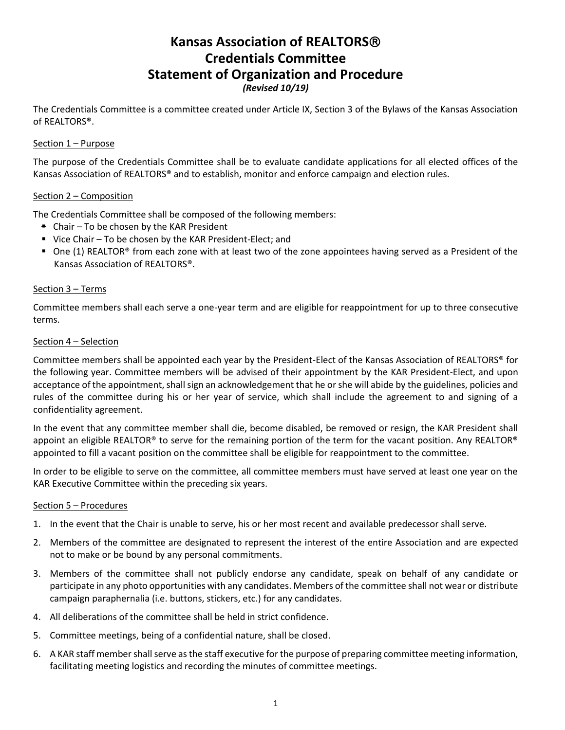# Kansas Association of REALTORS®
# Credentials Committee
# Statement of Organization and Procedure

*(Revised 10/19)*

The Credentials Committee is a committee created under Article IX, Section 3 of the Bylaws of the Kansas Association of REALTORS®.

## Section 1 – Purpose

The purpose of the Credentials Committee shall be to evaluate candidate applications for all elected offices of the Kansas Association of REALTORS® and to establish, monitor and enforce campaign and election rules.

## Section 2 – Composition

The Credentials Committee shall be composed of the following members:

- Chair – To be chosen by the KAR President
- Vice Chair – To be chosen by the KAR President-Elect; and
- One (1) REALTOR® from each zone with at least two of the zone appointees having served as a President of the Kansas Association of REALTORS®.

## Section 3 – Terms

Committee members shall each serve a one-year term and are eligible for reappointment for up to three consecutive terms.

## Section 4 – Selection

Committee members shall be appointed each year by the President-Elect of the Kansas Association of REALTORS® for the following year. Committee members will be advised of their appointment by the KAR President-Elect, and upon acceptance of the appointment, shall sign an acknowledgement that he or she will abide by the guidelines, policies and rules of the committee during his or her year of service, which shall include the agreement to and signing of a confidentiality agreement.

In the event that any committee member shall die, become disabled, be removed or resign, the KAR President shall appoint an eligible REALTOR® to serve for the remaining portion of the term for the vacant position. Any REALTOR® appointed to fill a vacant position on the committee shall be eligible for reappointment to the committee.

In order to be eligible to serve on the committee, all committee members must have served at least one year on the KAR Executive Committee within the preceding six years.

## Section 5 – Procedures

1. In the event that the Chair is unable to serve, his or her most recent and available predecessor shall serve.
2. Members of the committee are designated to represent the interest of the entire Association and are expected not to make or be bound by any personal commitments.
3. Members of the committee shall not publicly endorse any candidate, speak on behalf of any candidate or participate in any photo opportunities with any candidates. Members of the committee shall not wear or distribute campaign paraphernalia (i.e. buttons, stickers, etc.) for any candidates.
4. All deliberations of the committee shall be held in strict confidence.
5. Committee meetings, being of a confidential nature, shall be closed.
6. A KAR staff member shall serve as the staff executive for the purpose of preparing committee meeting information, facilitating meeting logistics and recording the minutes of committee meetings.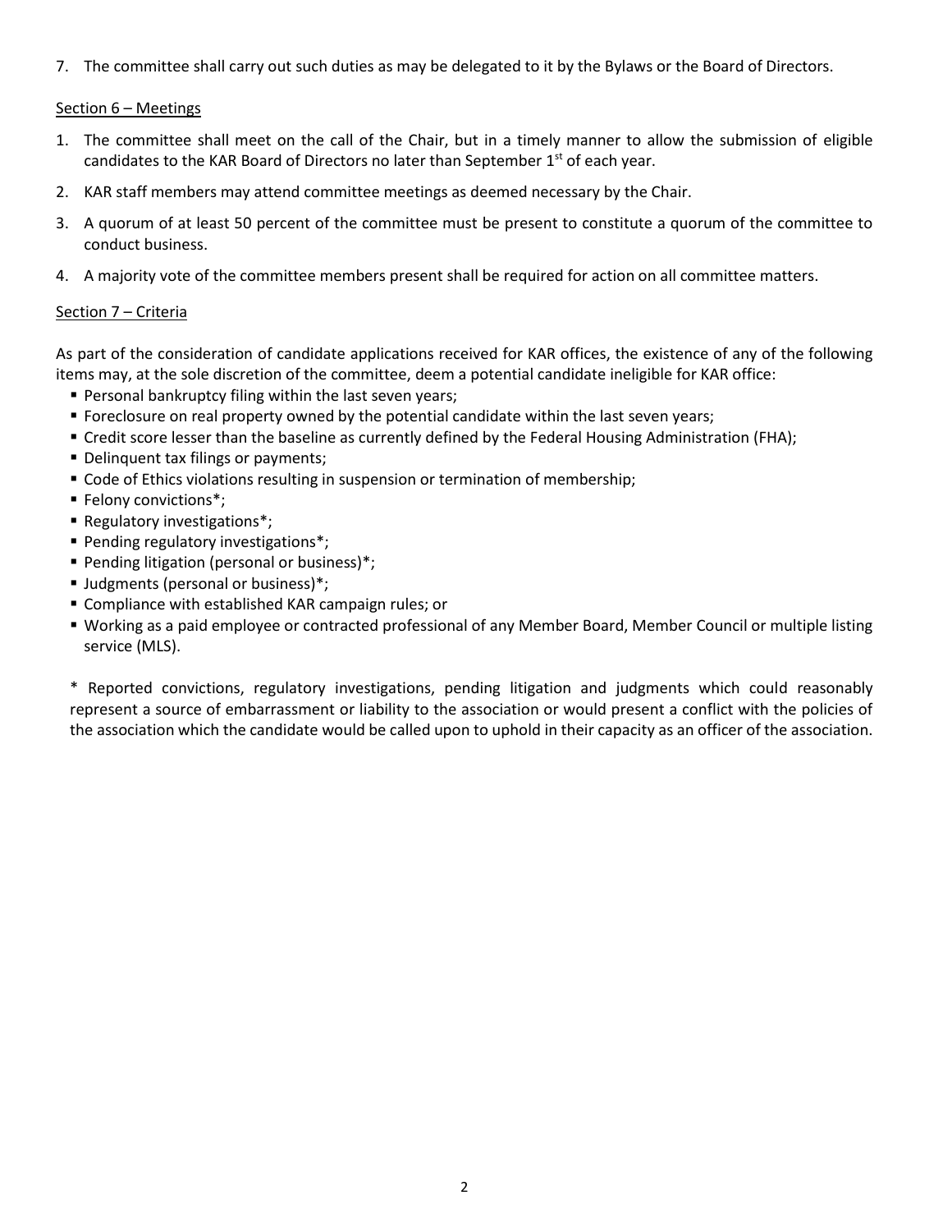7. The committee shall carry out such duties as may be delegated to it by the Bylaws or the Board of Directors.

Section 6 – Meetings

1. The committee shall meet on the call of the Chair, but in a timely manner to allow the submission of eligible candidates to the KAR Board of Directors no later than September 1st of each year.
2. KAR staff members may attend committee meetings as deemed necessary by the Chair.
3. A quorum of at least 50 percent of the committee must be present to constitute a quorum of the committee to conduct business.
4. A majority vote of the committee members present shall be required for action on all committee matters.

Section 7 – Criteria

As part of the consideration of candidate applications received for KAR offices, the existence of any of the following items may, at the sole discretion of the committee, deem a potential candidate ineligible for KAR office:

- Personal bankruptcy filing within the last seven years;
- Foreclosure on real property owned by the potential candidate within the last seven years;
- Credit score lesser than the baseline as currently defined by the Federal Housing Administration (FHA);
- Delinquent tax filings or payments;
- Code of Ethics violations resulting in suspension or termination of membership;
- Felony convictions*;
- Regulatory investigations*;
- Pending regulatory investigations*;
- Pending litigation (personal or business)*;
- Judgments (personal or business)*;
- Compliance with established KAR campaign rules; or
- Working as a paid employee or contracted professional of any Member Board, Member Council or multiple listing service (MLS).

* Reported convictions, regulatory investigations, pending litigation and judgments which could reasonably represent a source of embarrassment or liability to the association or would present a conflict with the policies of the association which the candidate would be called upon to uphold in their capacity as an officer of the association.